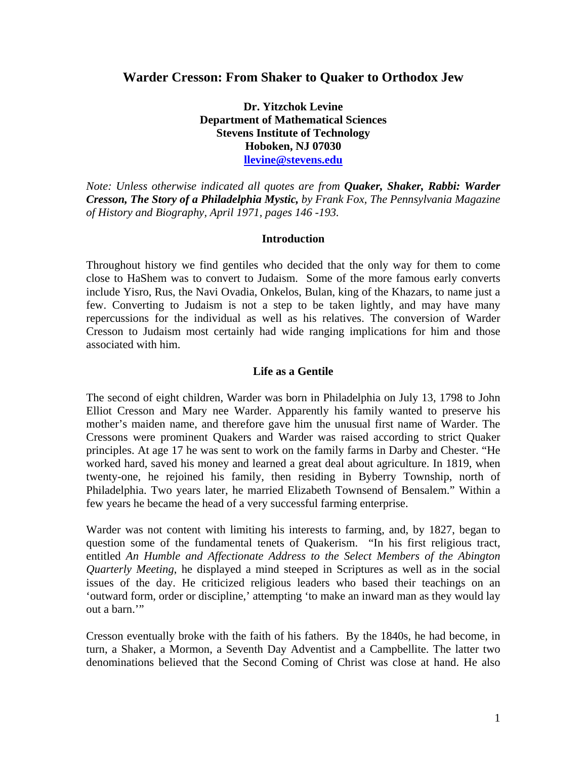# Warder Cresson: From Shaker to Quaker to Orthodox Jew

**Dr. Yitzchok Levine**
**Department of Mathematical Sciences**
**Stevens Institute of Technology**
**Hoboken, NJ 07030**
**llevine@stevens.edu**

*Note: Unless otherwise indicated all quotes are from **Quaker, Shaker, Rabbi: Warder Cresson, The Story of a Philadelphia Mystic,** by Frank Fox, The Pennsylvania Magazine of History and Biography, April 1971, pages 146 -193.*

## Introduction

Throughout history we find gentiles who decided that the only way for them to come close to HaShem was to convert to Judaism. Some of the more famous early converts include Yisro, Rus, the Navi Ovadia, Onkelos, Bulan, king of the Khazars, to name just a few. Converting to Judaism is not a step to be taken lightly, and may have many repercussions for the individual as well as his relatives. The conversion of Warder Cresson to Judaism most certainly had wide ranging implications for him and those associated with him.

## Life as a Gentile

The second of eight children, Warder was born in Philadelphia on July 13, 1798 to John Elliot Cresson and Mary nee Warder. Apparently his family wanted to preserve his mother's maiden name, and therefore gave him the unusual first name of Warder. The Cressons were prominent Quakers and Warder was raised according to strict Quaker principles. At age 17 he was sent to work on the family farms in Darby and Chester. "He worked hard, saved his money and learned a great deal about agriculture. In 1819, when twenty-one, he rejoined his family, then residing in Byberry Township, north of Philadelphia. Two years later, he married Elizabeth Townsend of Bensalem." Within a few years he became the head of a very successful farming enterprise.

Warder was not content with limiting his interests to farming, and, by 1827, began to question some of the fundamental tenets of Quakerism. "In his first religious tract, entitled *An Humble and Affectionate Address to the Select Members of the Abington Quarterly Meeting*, he displayed a mind steeped in Scriptures as well as in the social issues of the day. He criticized religious leaders who based their teachings on an 'outward form, order or discipline,' attempting 'to make an inward man as they would lay out a barn.'"

Cresson eventually broke with the faith of his fathers. By the 1840s, he had become, in turn, a Shaker, a Mormon, a Seventh Day Adventist and a Campbellite. The latter two denominations believed that the Second Coming of Christ was close at hand. He also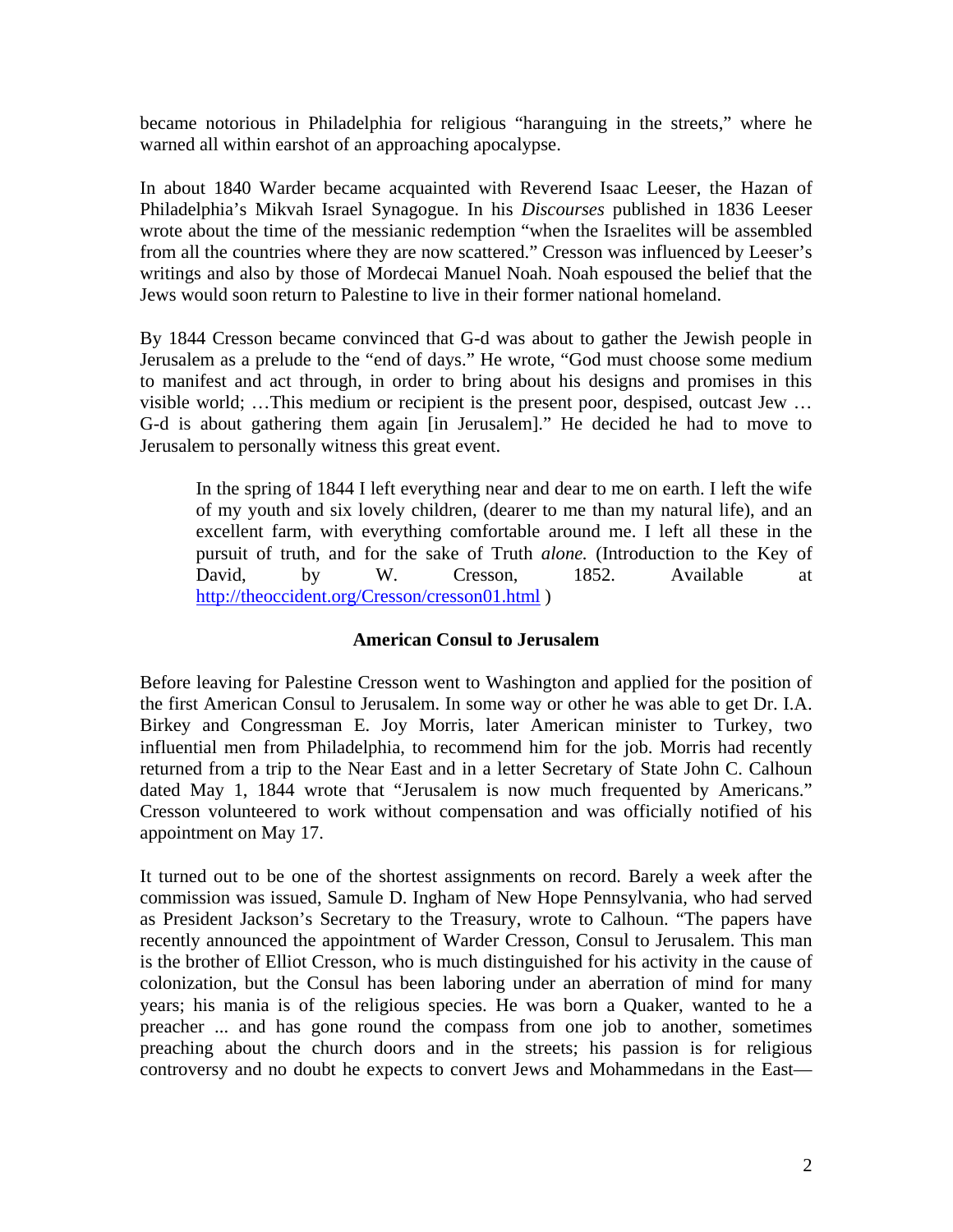became notorious in Philadelphia for religious "haranguing in the streets," where he warned all within earshot of an approaching apocalypse.

In about 1840 Warder became acquainted with Reverend Isaac Leeser, the Hazan of Philadelphia's Mikvah Israel Synagogue. In his *Discourses* published in 1836 Leeser wrote about the time of the messianic redemption "when the Israelites will be assembled from all the countries where they are now scattered." Cresson was influenced by Leeser's writings and also by those of Mordecai Manuel Noah. Noah espoused the belief that the Jews would soon return to Palestine to live in their former national homeland.

By 1844 Cresson became convinced that G-d was about to gather the Jewish people in Jerusalem as a prelude to the "end of days." He wrote, "God must choose some medium to manifest and act through, in order to bring about his designs and promises in this visible world; …This medium or recipient is the present poor, despised, outcast Jew … G-d is about gathering them again [in Jerusalem]." He decided he had to move to Jerusalem to personally witness this great event.

> In the spring of 1844 I left everything near and dear to me on earth. I left the wife of my youth and six lovely children, (dearer to me than my natural life), and an excellent farm, with everything comfortable around me. I left all these in the pursuit of truth, and for the sake of Truth *alone.* (Introduction to the Key of David, by W. Cresson, 1852. Available at http://theoccident.org/Cresson/cresson01.html )

### American Consul to Jerusalem

Before leaving for Palestine Cresson went to Washington and applied for the position of the first American Consul to Jerusalem. In some way or other he was able to get Dr. I.A. Birkey and Congressman E. Joy Morris, later American minister to Turkey, two influential men from Philadelphia, to recommend him for the job. Morris had recently returned from a trip to the Near East and in a letter Secretary of State John C. Calhoun dated May 1, 1844 wrote that "Jerusalem is now much frequented by Americans." Cresson volunteered to work without compensation and was officially notified of his appointment on May 17.

It turned out to be one of the shortest assignments on record. Barely a week after the commission was issued, Samule D. Ingham of New Hope Pennsylvania, who had served as President Jackson's Secretary to the Treasury, wrote to Calhoun. "The papers have recently announced the appointment of Warder Cresson, Consul to Jerusalem. This man is the brother of Elliot Cresson, who is much distinguished for his activity in the cause of colonization, but the Consul has been laboring under an aberration of mind for many years; his mania is of the religious species. He was born a Quaker, wanted to he a preacher ... and has gone round the compass from one job to another, sometimes preaching about the church doors and in the streets; his passion is for religious controversy and no doubt he expects to convert Jews and Mohammedans in the East—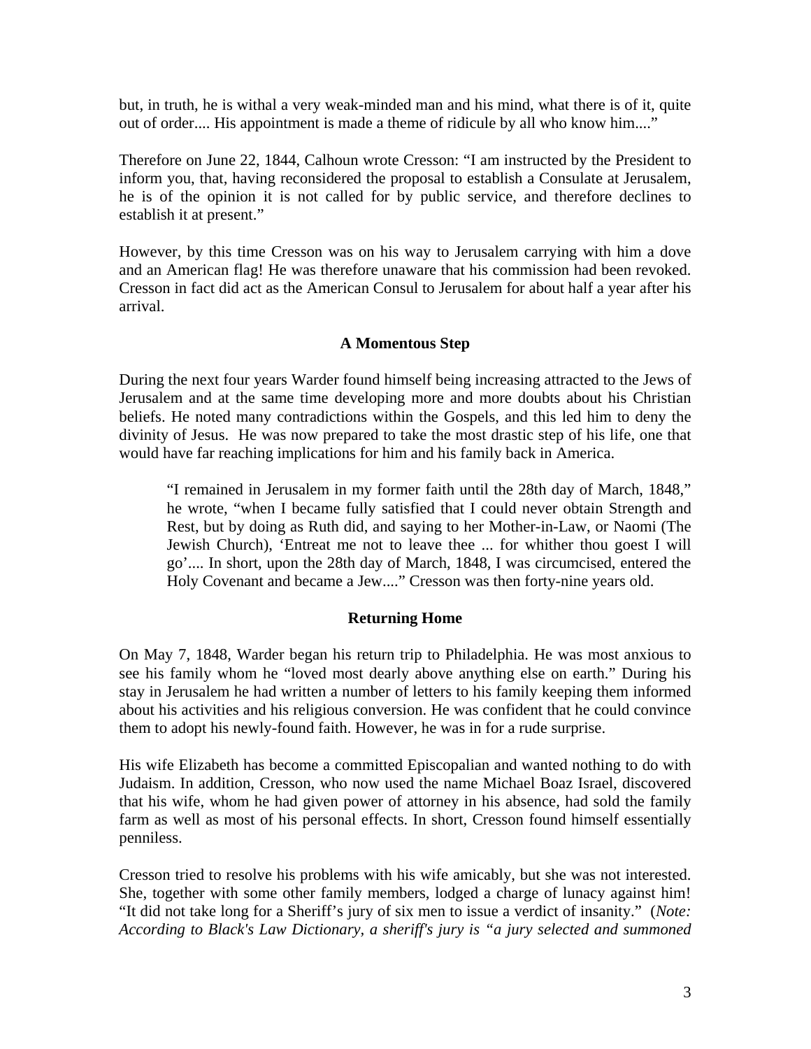but, in truth, he is withal a very weak-minded man and his mind, what there is of it, quite out of order.... His appointment is made a theme of ridicule by all who know him...."

Therefore on June 22, 1844, Calhoun wrote Cresson: "I am instructed by the President to inform you, that, having reconsidered the proposal to establish a Consulate at Jerusalem, he is of the opinion it is not called for by public service, and therefore declines to establish it at present."

However, by this time Cresson was on his way to Jerusalem carrying with him a dove and an American flag! He was therefore unaware that his commission had been revoked. Cresson in fact did act as the American Consul to Jerusalem for about half a year after his arrival.

### A Momentous Step

During the next four years Warder found himself being increasing attracted to the Jews of Jerusalem and at the same time developing more and more doubts about his Christian beliefs. He noted many contradictions within the Gospels, and this led him to deny the divinity of Jesus. He was now prepared to take the most drastic step of his life, one that would have far reaching implications for him and his family back in America.

> "I remained in Jerusalem in my former faith until the 28th day of March, 1848," he wrote, "when I became fully satisfied that I could never obtain Strength and Rest, but by doing as Ruth did, and saying to her Mother-in-Law, or Naomi (The Jewish Church), 'Entreat me not to leave thee ... for whither thou goest I will go'.... In short, upon the 28th day of March, 1848, I was circumcised, entered the Holy Covenant and became a Jew...." Cresson was then forty-nine years old.

### Returning Home

On May 7, 1848, Warder began his return trip to Philadelphia. He was most anxious to see his family whom he "loved most dearly above anything else on earth." During his stay in Jerusalem he had written a number of letters to his family keeping them informed about his activities and his religious conversion. He was confident that he could convince them to adopt his newly-found faith. However, he was in for a rude surprise.

His wife Elizabeth has become a committed Episcopalian and wanted nothing to do with Judaism. In addition, Cresson, who now used the name Michael Boaz Israel, discovered that his wife, whom he had given power of attorney in his absence, had sold the family farm as well as most of his personal effects. In short, Cresson found himself essentially penniless.

Cresson tried to resolve his problems with his wife amicably, but she was not interested. She, together with some other family members, lodged a charge of lunacy against him! "It did not take long for a Sheriff's jury of six men to issue a verdict of insanity." (*Note: According to Black's Law Dictionary, a sheriff's jury is "a jury selected and summoned*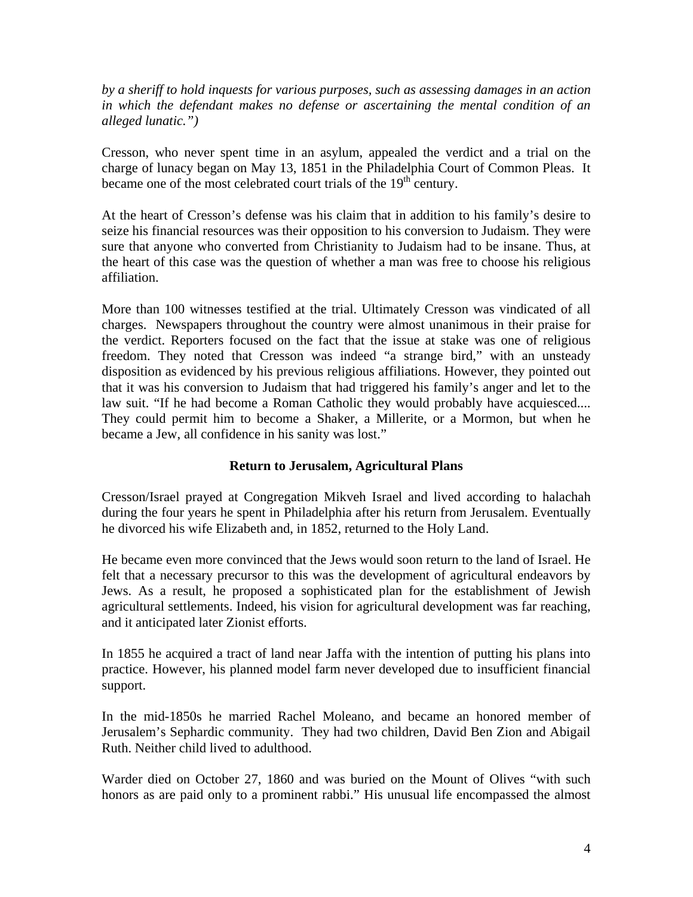*by a sheriff to hold inquests for various purposes, such as assessing damages in an action in which the defendant makes no defense or ascertaining the mental condition of an alleged lunatic.")*

Cresson, who never spent time in an asylum, appealed the verdict and a trial on the charge of lunacy began on May 13, 1851 in the Philadelphia Court of Common Pleas. It became one of the most celebrated court trials of the 19th century.

At the heart of Cresson's defense was his claim that in addition to his family's desire to seize his financial resources was their opposition to his conversion to Judaism. They were sure that anyone who converted from Christianity to Judaism had to be insane. Thus, at the heart of this case was the question of whether a man was free to choose his religious affiliation.

More than 100 witnesses testified at the trial. Ultimately Cresson was vindicated of all charges. Newspapers throughout the country were almost unanimous in their praise for the verdict. Reporters focused on the fact that the issue at stake was one of religious freedom. They noted that Cresson was indeed "a strange bird," with an unsteady disposition as evidenced by his previous religious affiliations. However, they pointed out that it was his conversion to Judaism that had triggered his family's anger and let to the law suit. "If he had become a Roman Catholic they would probably have acquiesced.... They could permit him to become a Shaker, a Millerite, or a Mormon, but when he became a Jew, all confidence in his sanity was lost."

## Return to Jerusalem, Agricultural Plans

Cresson/Israel prayed at Congregation Mikveh Israel and lived according to halachah during the four years he spent in Philadelphia after his return from Jerusalem. Eventually he divorced his wife Elizabeth and, in 1852, returned to the Holy Land.

He became even more convinced that the Jews would soon return to the land of Israel. He felt that a necessary precursor to this was the development of agricultural endeavors by Jews. As a result, he proposed a sophisticated plan for the establishment of Jewish agricultural settlements. Indeed, his vision for agricultural development was far reaching, and it anticipated later Zionist efforts.

In 1855 he acquired a tract of land near Jaffa with the intention of putting his plans into practice. However, his planned model farm never developed due to insufficient financial support.

In the mid-1850s he married Rachel Moleano, and became an honored member of Jerusalem's Sephardic community. They had two children, David Ben Zion and Abigail Ruth. Neither child lived to adulthood.

Warder died on October 27, 1860 and was buried on the Mount of Olives "with such honors as are paid only to a prominent rabbi." His unusual life encompassed the almost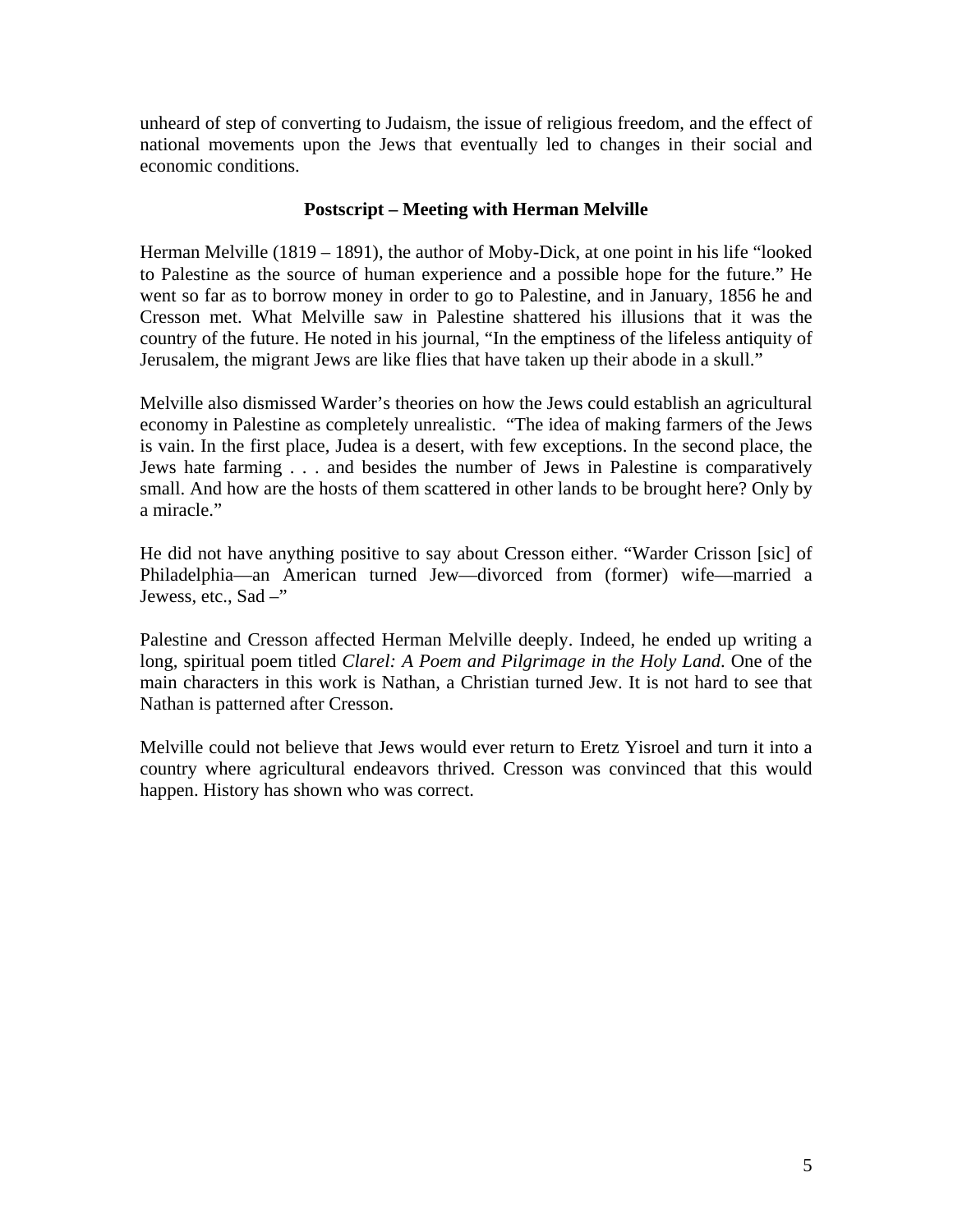unheard of step of converting to Judaism, the issue of religious freedom, and the effect of national movements upon the Jews that eventually led to changes in their social and economic conditions.

## Postscript – Meeting with Herman Melville

Herman Melville (1819 – 1891), the author of Moby-Dick, at one point in his life "looked to Palestine as the source of human experience and a possible hope for the future." He went so far as to borrow money in order to go to Palestine, and in January, 1856 he and Cresson met. What Melville saw in Palestine shattered his illusions that it was the country of the future. He noted in his journal, "In the emptiness of the lifeless antiquity of Jerusalem, the migrant Jews are like flies that have taken up their abode in a skull."

Melville also dismissed Warder's theories on how the Jews could establish an agricultural economy in Palestine as completely unrealistic. "The idea of making farmers of the Jews is vain. In the first place, Judea is a desert, with few exceptions. In the second place, the Jews hate farming . . . and besides the number of Jews in Palestine is comparatively small. And how are the hosts of them scattered in other lands to be brought here? Only by a miracle."

He did not have anything positive to say about Cresson either. "Warder Crisson [sic] of Philadelphia—an American turned Jew—divorced from (former) wife—married a Jewess, etc., Sad –"

Palestine and Cresson affected Herman Melville deeply. Indeed, he ended up writing a long, spiritual poem titled *Clarel: A Poem and Pilgrimage in the Holy Land*. One of the main characters in this work is Nathan, a Christian turned Jew. It is not hard to see that Nathan is patterned after Cresson.

Melville could not believe that Jews would ever return to Eretz Yisroel and turn it into a country where agricultural endeavors thrived. Cresson was convinced that this would happen. History has shown who was correct.